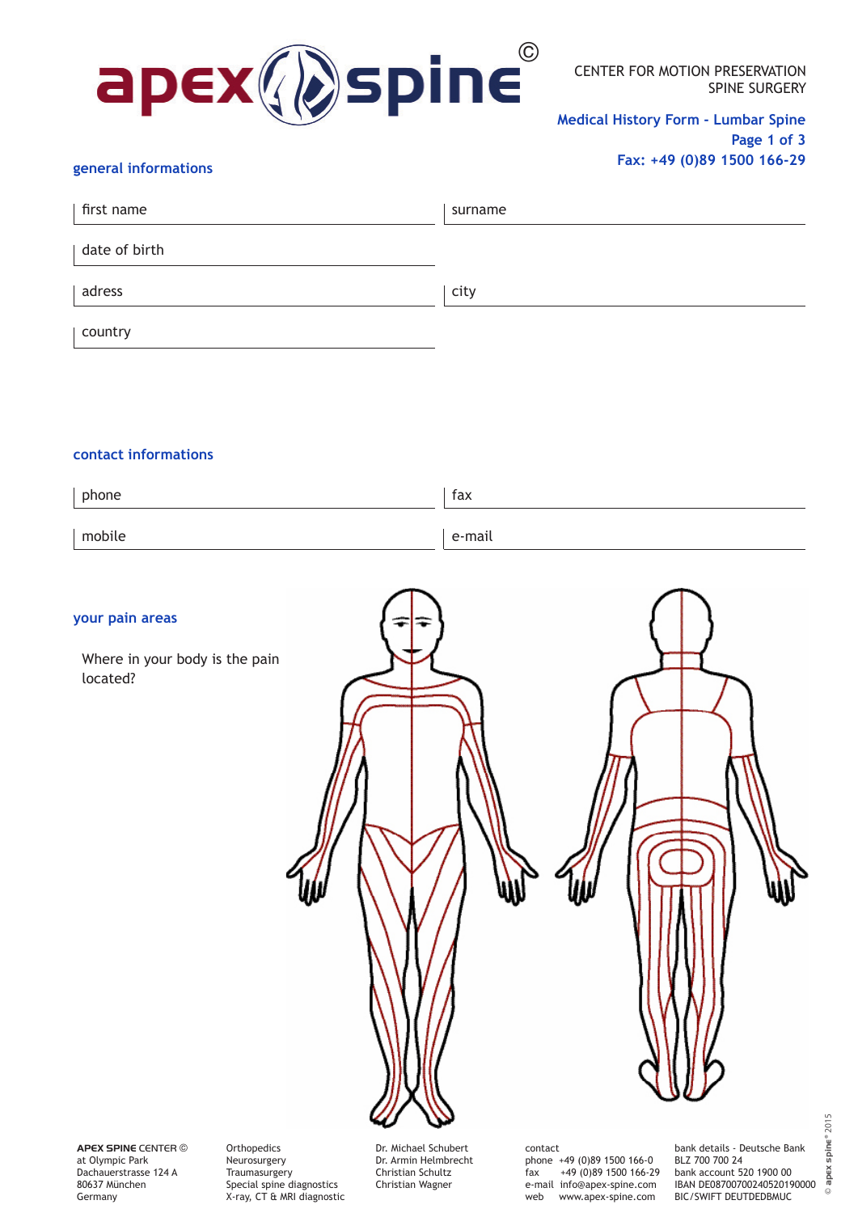# apex spine ©

CENTER FOR MOTION PRESERVATION
SPINE SURGERY

**Medical History Form - Lumbar Spine**
**Page 1 of 3**
**Fax: +49 (0)89 1500 166-29**

## general informations

| first name | surname |
|---|---|
| date of birth | |
| adress | city |
| country | |

## contact informations

| phone | fax |
|---|---|
| mobile | e-mail |

## your pain areas

Where in your body is the pain located?

**APEX SPINE CENTER** ©
at Olympic Park
Dachauerstrasse 124 A
80637 München
Germany

Orthopedics
Neurosurgery
Traumasurgery
Special spine diagnostics
X-ray, CT & MRI diagnostic

Dr. Michael Schubert
Dr. Armin Helmbrecht
Christian Schultz
Christian Wagner

contact
phone +49 (0)89 1500 166-0
fax +49 (0)89 1500 166-29
e-mail info@apex-spine.com
web www.apex-spine.com

bank details - Deutsche Bank
BLZ 700 700 24
bank account 520 1900 00
IBAN DE08700700240520190000
BIC/SWIFT DEUTDEDBMUC

© apex spine® 2015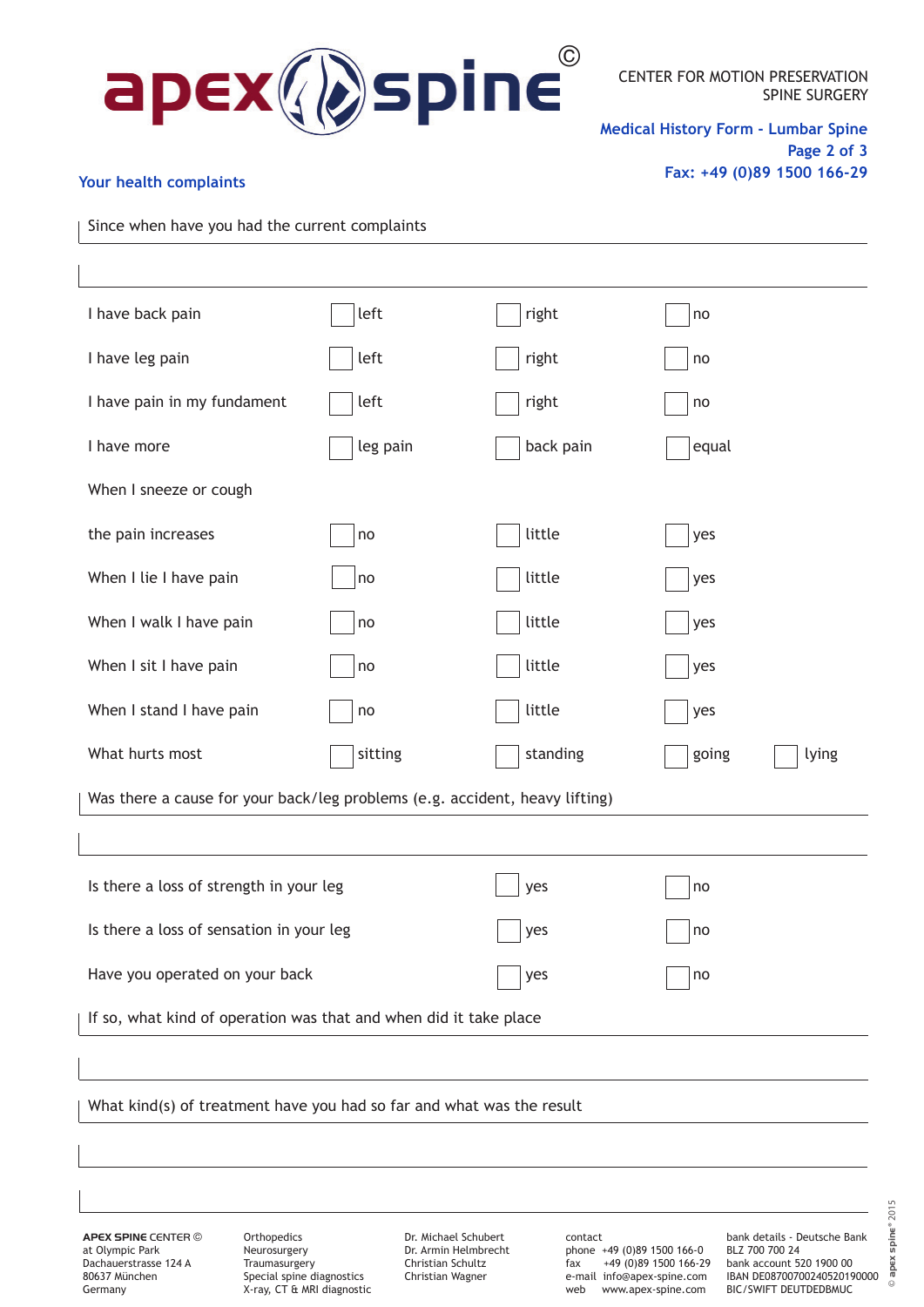apex spine ©

CENTER FOR MOTION PRESERVATION
SPINE SURGERY

**Medical History Form - Lumbar Spine**
**Page 2 of 3**
**Fax: +49 (0)89 1500 166-29**

## Your health complaints

Since when have you had the current complaints

_______________________________________________

| | | | | |
|---|---|---|---|---|
| I have back pain | ☐ left | ☐ right | ☐ no | |
| I have leg pain | ☐ left | ☐ right | ☐ no | |
| I have pain in my fundament | ☐ left | ☐ right | ☐ no | |
| I have more | ☐ leg pain | ☐ back pain | ☐ equal | |
| When I sneeze or cough | | | | |
| the pain increases | ☐ no | ☐ little | ☐ yes | |
| When I lie I have pain | ☐ no | ☐ little | ☐ yes | |
| When I walk I have pain | ☐ no | ☐ little | ☐ yes | |
| When I sit I have pain | ☐ no | ☐ little | ☐ yes | |
| When I stand I have pain | ☐ no | ☐ little | ☐ yes | |
| What hurts most | ☐ sitting | ☐ standing | ☐ going | ☐ lying |

Was there a cause for your back/leg problems (e.g. accident, heavy lifting)

_______________________________________________

| | | |
|---|---|---|
| Is there a loss of strength in your leg | ☐ yes | ☐ no |
| Is there a loss of sensation in your leg | ☐ yes | ☐ no |
| Have you operated on your back | ☐ yes | ☐ no |

If so, what kind of operation was that and when did it take place

_______________________________________________

What kind(s) of treatment have you had so far and what was the result

_______________________________________________

**APEX SPINE** CENTER ©
at Olympic Park
Dachauerstrasse 124 A
80637 München
Germany

Orthopedics
Neurosurgery
Traumasurgery
Special spine diagnostics
X-ray, CT & MRI diagnostic

Dr. Michael Schubert
Dr. Armin Helmbrecht
Christian Schultz
Christian Wagner

contact
phone +49 (0)89 1500 166-0
fax +49 (0)89 1500 166-29
e-mail info@apex-spine.com
web www.apex-spine.com

bank details - Deutsche Bank
BLZ 700 700 24
bank account 520 1900 00
IBAN DE08700700240520190000
BIC/SWIFT DEUTDEDBMUC

© apex spine® 2015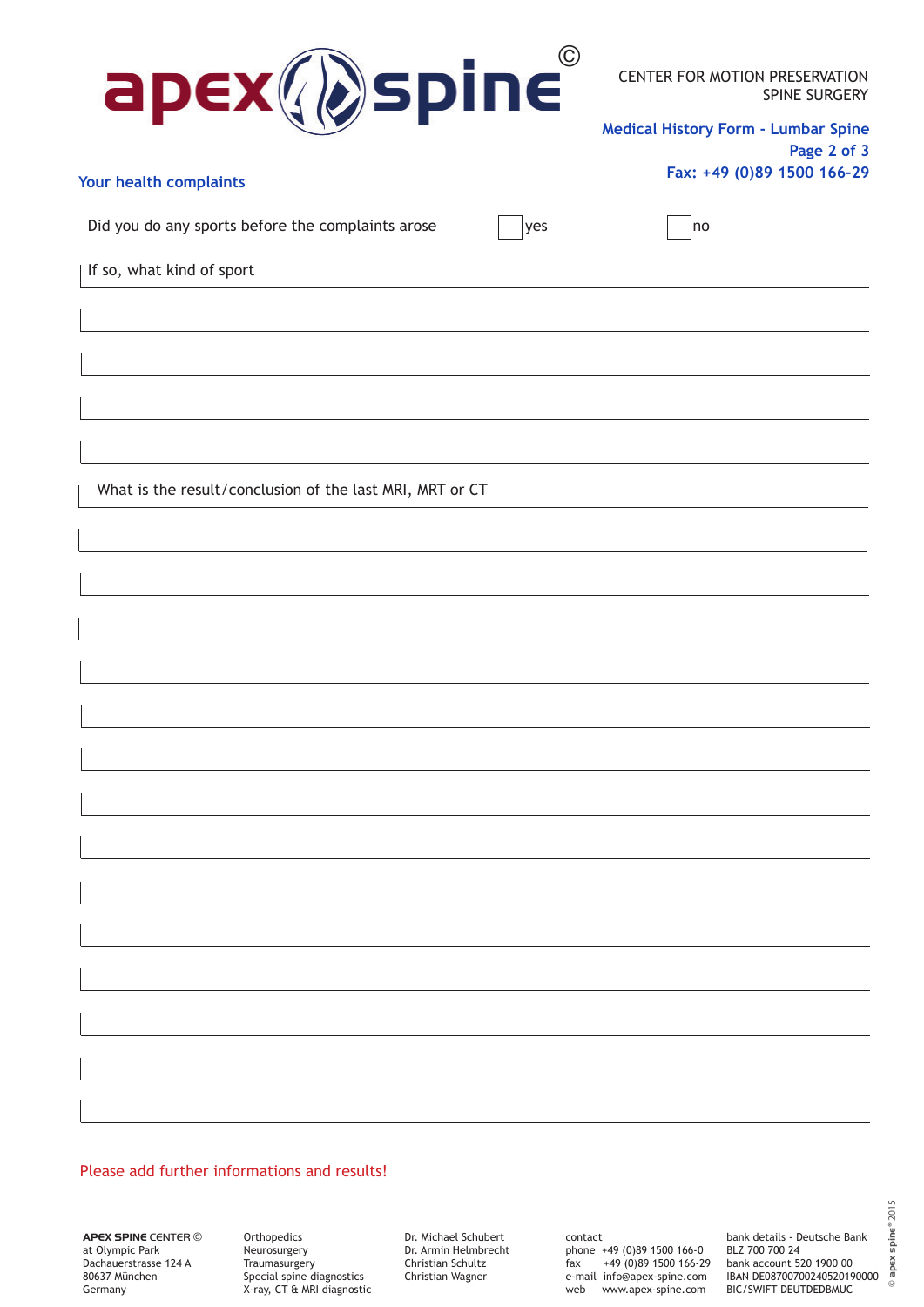apex spine ©

CENTER FOR MOTION PRESERVATION
SPINE SURGERY

**Medical History Form - Lumbar Spine**

**Fax: +49 (0)89 1500 166-29**

## Your health complaints

Did you do any sports before the complaints arose ☐ yes ☐ no

If so, what kind of sport

What is the result/conclusion of the last MRI, MRT or CT

Please add further informations and results!

**APEX SPINE** CENTER ©
at Olympic Park
Dachauerstrasse 124 A
80637 München
Germany

Orthopedics
Neurosurgery
Traumasurgery
Special spine diagnostics
X-ray, CT & MRI diagnostic

Dr. Michael Schubert
Dr. Armin Helmbrecht
Christian Schultz
Christian Wagner

contact
phone +49 (0)89 1500 166-0
fax +49 (0)89 1500 166-29
e-mail info@apex-spine.com
web www.apex-spine.com

bank details - Deutsche Bank
BLZ 700 700 24
bank account 520 1900 00
IBAN DE08700700240520190000
BIC/SWIFT DEUTDEDBMUC

© apex spine® 2015